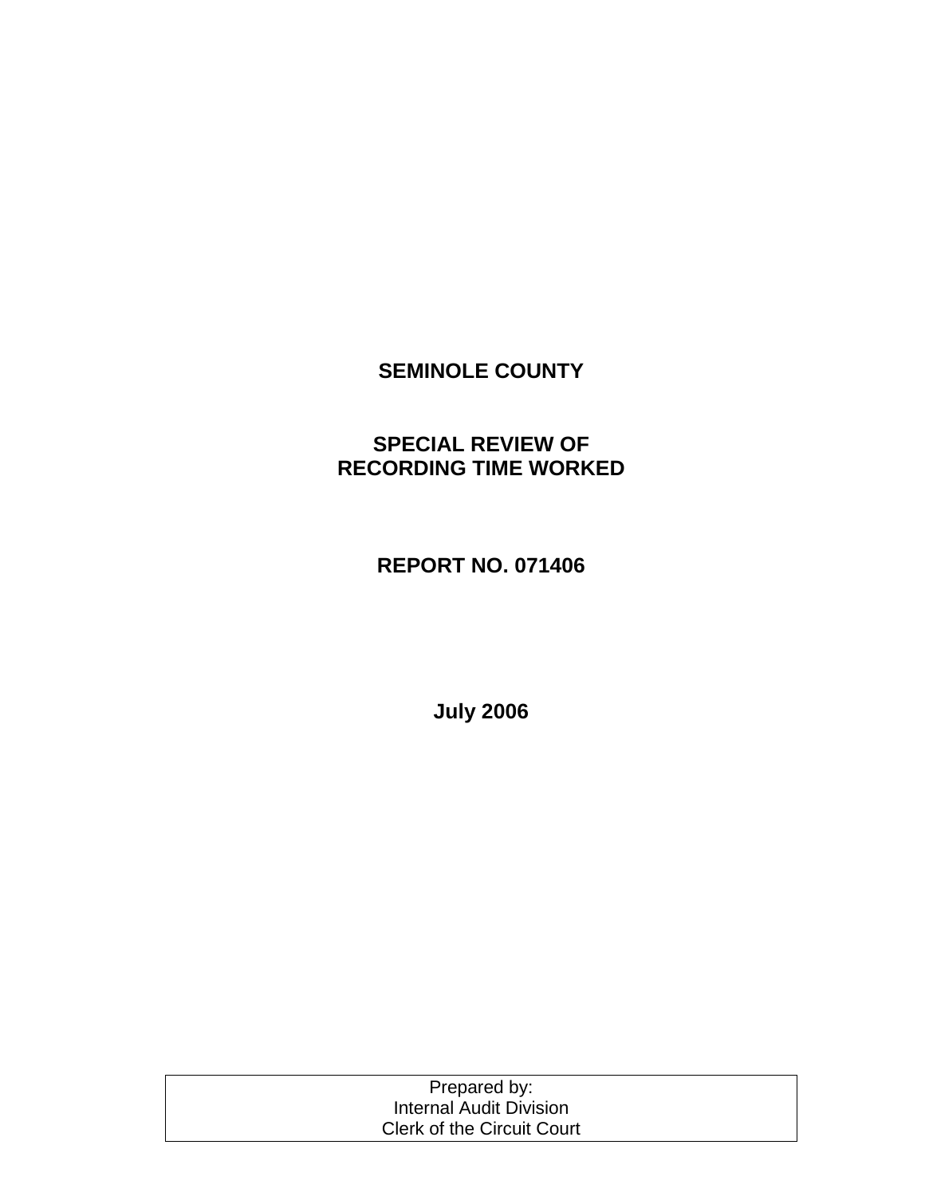# SEMINOLE COUNTY

## SPECIAL REVIEW OF RECORDING TIME WORKED

## REPORT NO. 071406

**July 2006**

| Prepared by: |
| --- |
| Internal Audit Division |
| Clerk of the Circuit Court |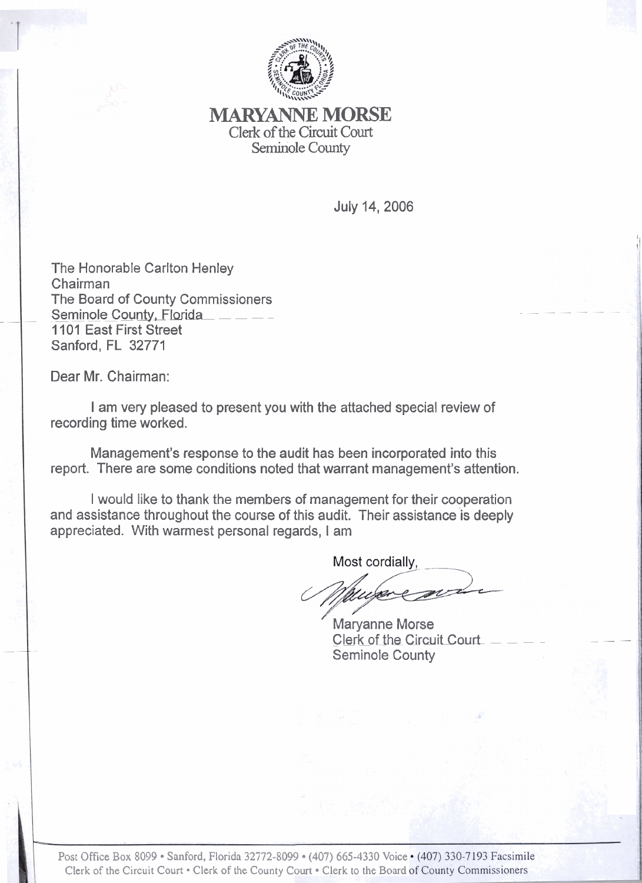# MARYANNE MORSE

Clerk of the Circuit Court
Seminole County

July 14, 2006

The Honorable Carlton Henley
Chairman
The Board of County Commissioners
Seminole County, Florida
1101 East First Street
Sanford, FL 32771

Dear Mr. Chairman:

I am very pleased to present you with the attached special review of recording time worked.

Management's response to the audit has been incorporated into this report. There are some conditions noted that warrant management's attention.

I would like to thank the members of management for their cooperation and assistance throughout the course of this audit. Their assistance is deeply appreciated. With warmest personal regards, I am

Most cordially,

Maryanne Morse
Clerk of the Circuit Court
Seminole County

Post Office Box 8099 • Sanford, Florida 32772-8099 • (407) 665-4330 Voice • (407) 330-7193 Facsimile
Clerk of the Circuit Court • Clerk of the County Court • Clerk to the Board of County Commissioners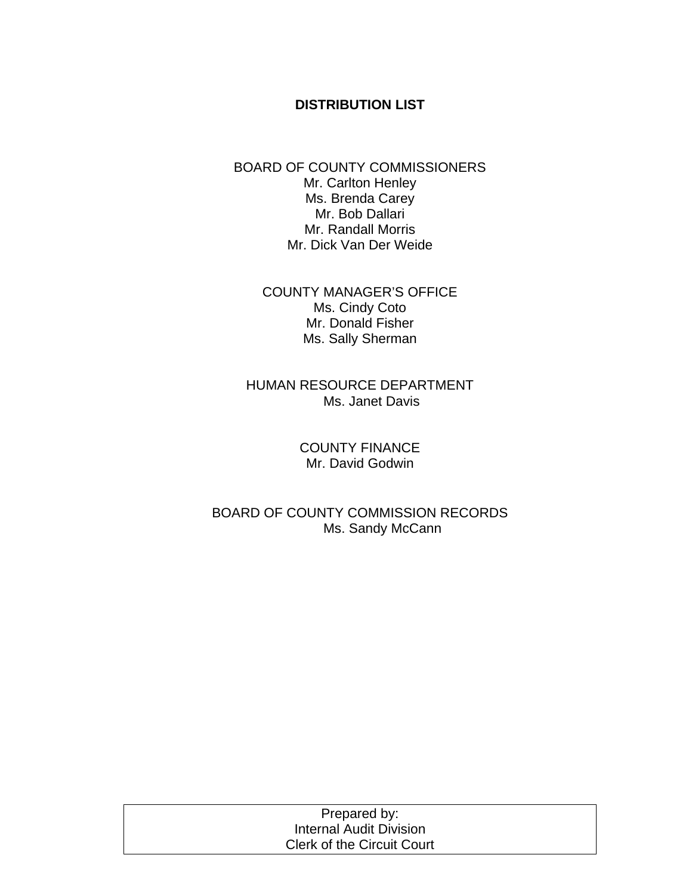## DISTRIBUTION LIST

BOARD OF COUNTY COMMISSIONERS
Mr. Carlton Henley
Ms. Brenda Carey
Mr. Bob Dallari
Mr. Randall Morris
Mr. Dick Van Der Weide

COUNTY MANAGER'S OFFICE
Ms. Cindy Coto
Mr. Donald Fisher
Ms. Sally Sherman

HUMAN RESOURCE DEPARTMENT
Ms. Janet Davis

COUNTY FINANCE
Mr. David Godwin

BOARD OF COUNTY COMMISSION RECORDS
Ms. Sandy McCann

| Prepared by: |
| --- |
| Internal Audit Division |
| Clerk of the Circuit Court |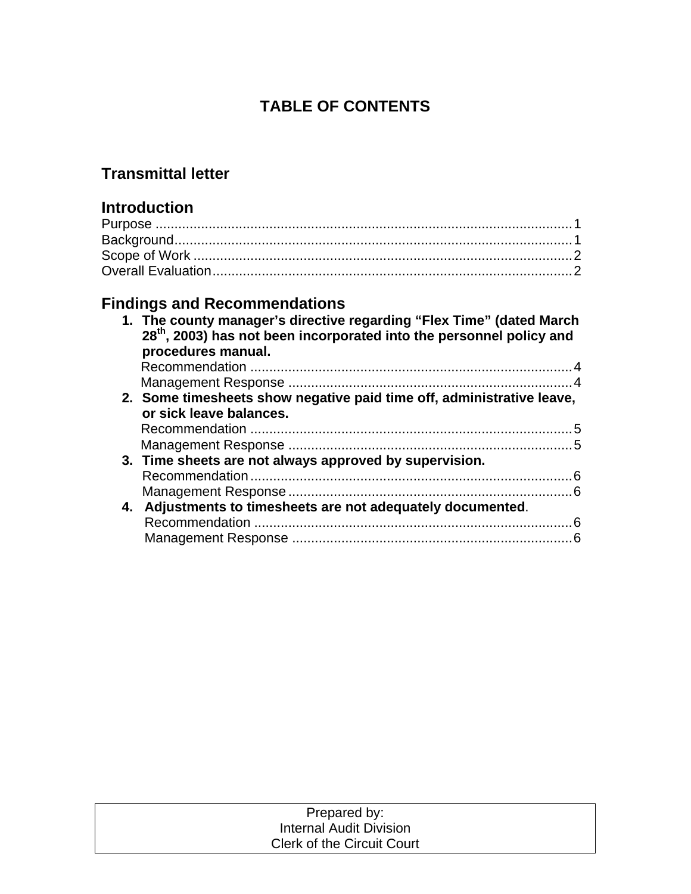# TABLE OF CONTENTS

## Transmittal letter

## Introduction

Purpose ........................................................................................................ 1
Background.................................................................................................... 1
Scope of Work .............................................................................................. 2
Overall Evaluation......................................................................................... 2

## Findings and Recommendations

1. **The county manager's directive regarding "Flex Time" (dated March 28th, 2003) has not been incorporated into the personnel policy and procedures manual.**
   Recommendation ........................................................................ 4
   Management Response ............................................................... 4
2. **Some timesheets show negative paid time off, administrative leave, or sick leave balances.**
   Recommendation ........................................................................ 5
   Management Response ............................................................... 5
3. **Time sheets are not always approved by supervision.**
   Recommendation ........................................................................ 6
   Management Response ............................................................... 6
4. **Adjustments to timesheets are not adequately documented**.
   Recommendation ........................................................................ 6
   Management Response ............................................................... 6

Prepared by:
Internal Audit Division
Clerk of the Circuit Court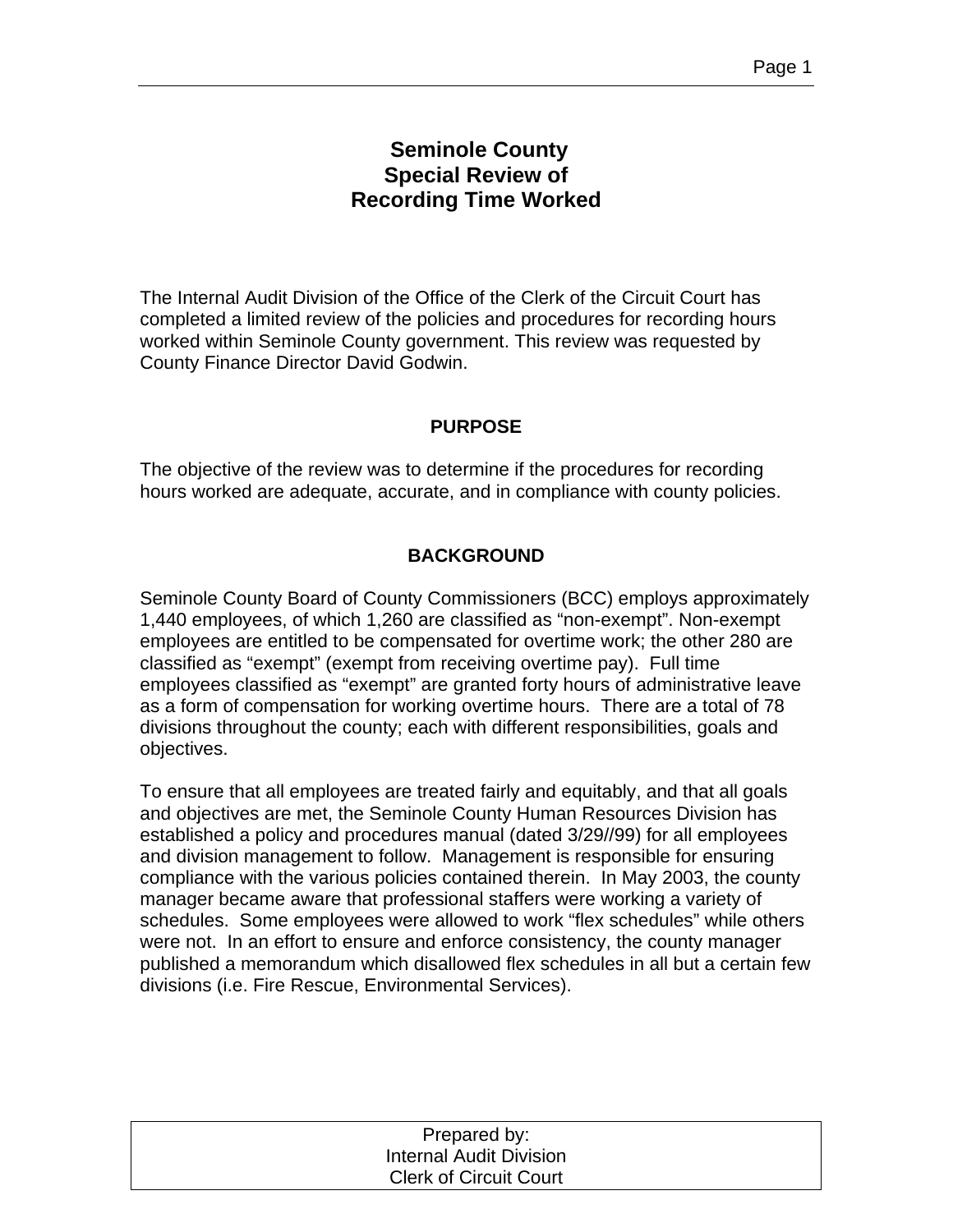# Seminole County
# Special Review of
# Recording Time Worked

The Internal Audit Division of the Office of the Clerk of the Circuit Court has completed a limited review of the policies and procedures for recording hours worked within Seminole County government. This review was requested by County Finance Director David Godwin.

## PURPOSE

The objective of the review was to determine if the procedures for recording hours worked are adequate, accurate, and in compliance with county policies.

## BACKGROUND

Seminole County Board of County Commissioners (BCC) employs approximately 1,440 employees, of which 1,260 are classified as "non-exempt". Non-exempt employees are entitled to be compensated for overtime work; the other 280 are classified as "exempt" (exempt from receiving overtime pay). Full time employees classified as "exempt" are granted forty hours of administrative leave as a form of compensation for working overtime hours. There are a total of 78 divisions throughout the county; each with different responsibilities, goals and objectives.

To ensure that all employees are treated fairly and equitably, and that all goals and objectives are met, the Seminole County Human Resources Division has established a policy and procedures manual (dated 3/29//99) for all employees and division management to follow. Management is responsible for ensuring compliance with the various policies contained therein. In May 2003, the county manager became aware that professional staffers were working a variety of schedules. Some employees were allowed to work "flex schedules" while others were not. In an effort to ensure and enforce consistency, the county manager published a memorandum which disallowed flex schedules in all but a certain few divisions (i.e. Fire Rescue, Environmental Services).

Prepared by:
Internal Audit Division
Clerk of Circuit Court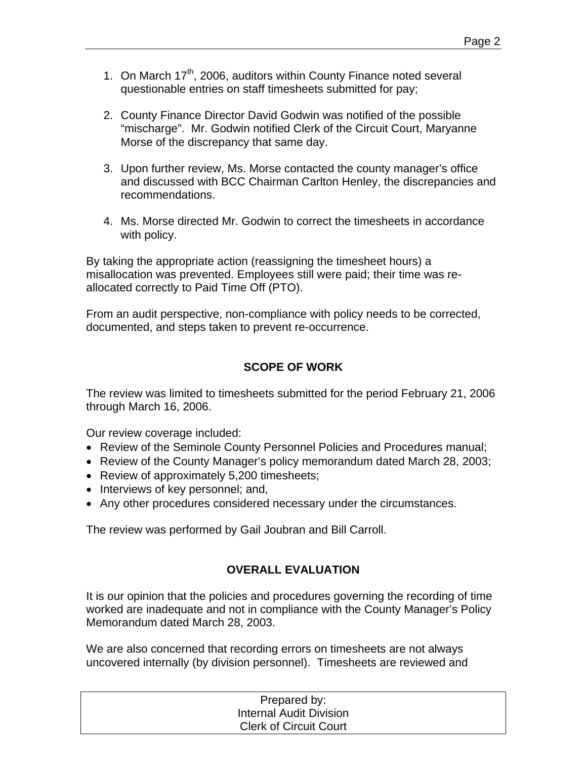1. On March 17th, 2006, auditors within County Finance noted several questionable entries on staff timesheets submitted for pay;

2. County Finance Director David Godwin was notified of the possible "mischarge". Mr. Godwin notified Clerk of the Circuit Court, Maryanne Morse of the discrepancy that same day.

3. Upon further review, Ms. Morse contacted the county manager's office and discussed with BCC Chairman Carlton Henley, the discrepancies and recommendations.

4. Ms. Morse directed Mr. Godwin to correct the timesheets in accordance with policy.

By taking the appropriate action (reassigning the timesheet hours) a misallocation was prevented. Employees still were paid; their time was re-allocated correctly to Paid Time Off (PTO).

From an audit perspective, non-compliance with policy needs to be corrected, documented, and steps taken to prevent re-occurrence.

## SCOPE OF WORK

The review was limited to timesheets submitted for the period February 21, 2006 through March 16, 2006.

Our review coverage included:

- Review of the Seminole County Personnel Policies and Procedures manual;
- Review of the County Manager's policy memorandum dated March 28, 2003;
- Review of approximately 5,200 timesheets;
- Interviews of key personnel; and,
- Any other procedures considered necessary under the circumstances.

The review was performed by Gail Joubran and Bill Carroll.

## OVERALL EVALUATION

It is our opinion that the policies and procedures governing the recording of time worked are inadequate and not in compliance with the County Manager's Policy Memorandum dated March 28, 2003.

We are also concerned that recording errors on timesheets are not always uncovered internally (by division personnel). Timesheets are reviewed and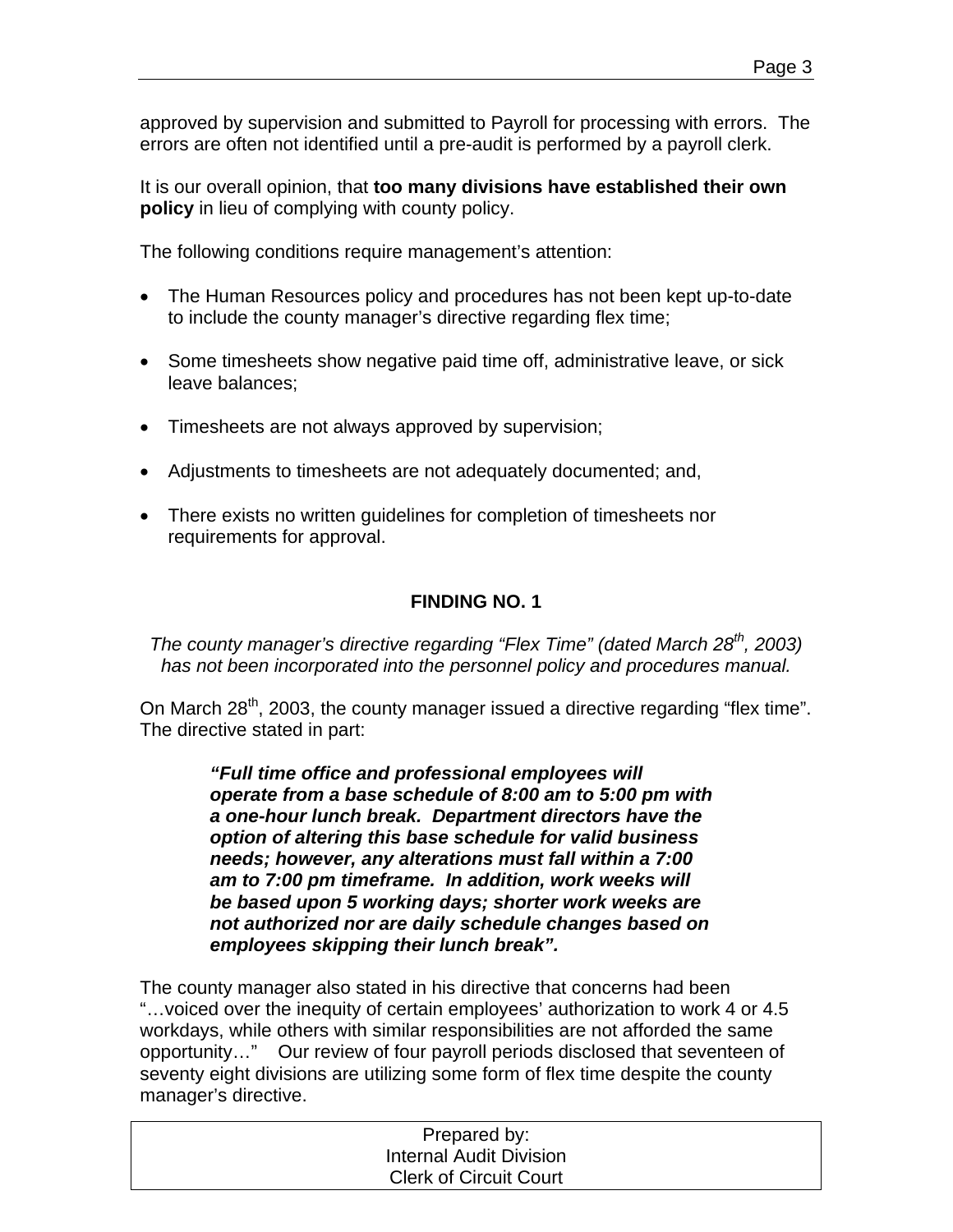approved by supervision and submitted to Payroll for processing with errors. The errors are often not identified until a pre-audit is performed by a payroll clerk.

It is our overall opinion, that **too many divisions have established their own policy** in lieu of complying with county policy.

The following conditions require management's attention:

- The Human Resources policy and procedures has not been kept up-to-date to include the county manager's directive regarding flex time;
- Some timesheets show negative paid time off, administrative leave, or sick leave balances;
- Timesheets are not always approved by supervision;
- Adjustments to timesheets are not adequately documented; and,
- There exists no written guidelines for completion of timesheets nor requirements for approval.

## FINDING NO. 1

*The county manager's directive regarding "Flex Time" (dated March 28th, 2003) has not been incorporated into the personnel policy and procedures manual.*

On March 28th, 2003, the county manager issued a directive regarding "flex time". The directive stated in part:

> ***"Full time office and professional employees will operate from a base schedule of 8:00 am to 5:00 pm with a one-hour lunch break. Department directors have the option of altering this base schedule for valid business needs; however, any alterations must fall within a 7:00 am to 7:00 pm timeframe. In addition, work weeks will be based upon 5 working days; shorter work weeks are not authorized nor are daily schedule changes based on employees skipping their lunch break".***

The county manager also stated in his directive that concerns had been "…voiced over the inequity of certain employees' authorization to work 4 or 4.5 workdays, while others with similar responsibilities are not afforded the same opportunity…" Our review of four payroll periods disclosed that seventeen of seventy eight divisions are utilizing some form of flex time despite the county manager's directive.

Prepared by:
Internal Audit Division
Clerk of Circuit Court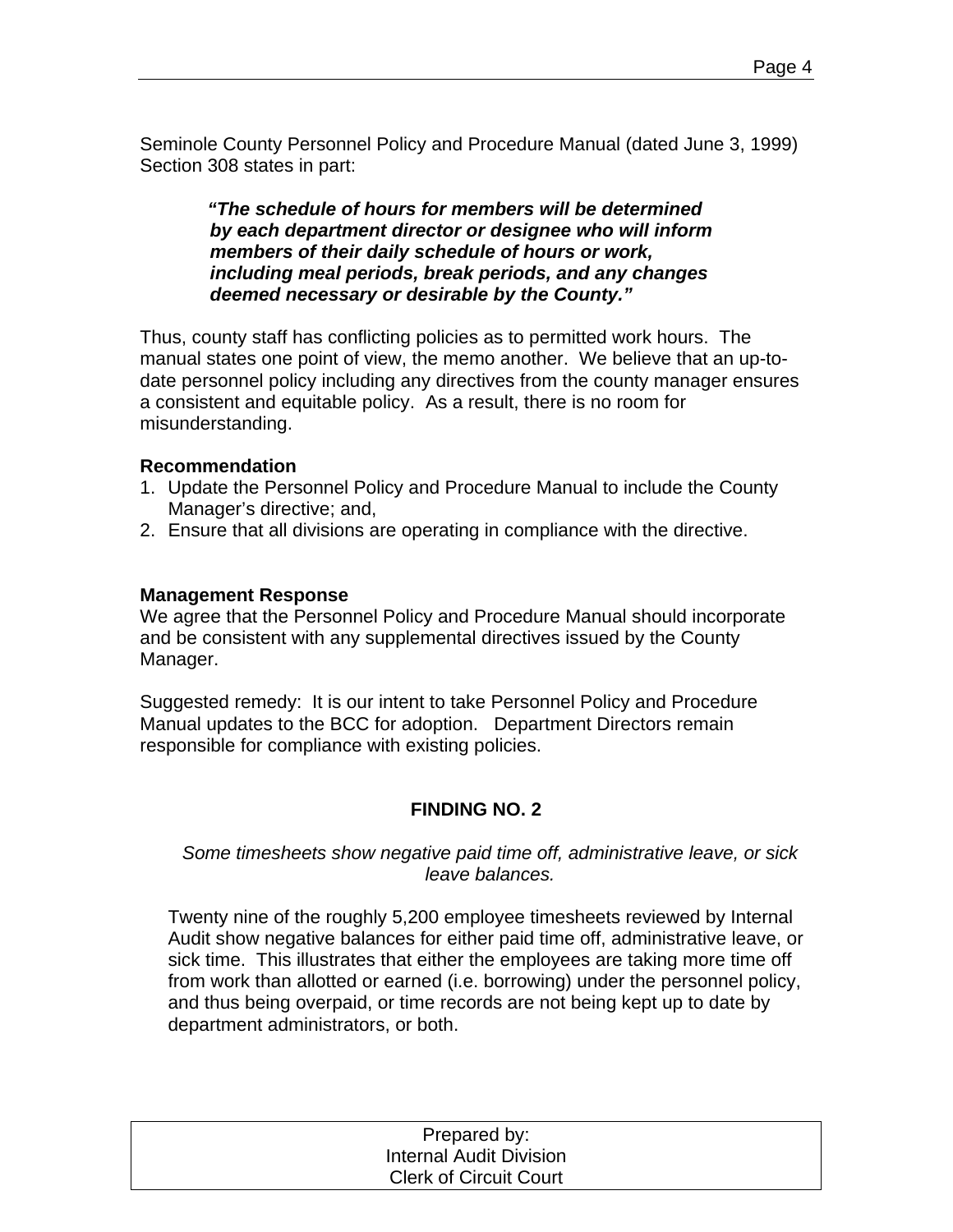Seminole County Personnel Policy and Procedure Manual (dated June 3, 1999) Section 308 states in part:

> ***"The schedule of hours for members will be determined by each department director or designee who will inform members of their daily schedule of hours or work, including meal periods, break periods, and any changes deemed necessary or desirable by the County."***

Thus, county staff has conflicting policies as to permitted work hours. The manual states one point of view, the memo another. We believe that an up-to-date personnel policy including any directives from the county manager ensures a consistent and equitable policy. As a result, there is no room for misunderstanding.

**Recommendation**

1. Update the Personnel Policy and Procedure Manual to include the County Manager's directive; and,
2. Ensure that all divisions are operating in compliance with the directive.

**Management Response**

We agree that the Personnel Policy and Procedure Manual should incorporate and be consistent with any supplemental directives issued by the County Manager.

Suggested remedy: It is our intent to take Personnel Policy and Procedure Manual updates to the BCC for adoption. Department Directors remain responsible for compliance with existing policies.

## FINDING NO. 2

*Some timesheets show negative paid time off, administrative leave, or sick leave balances.*

Twenty nine of the roughly 5,200 employee timesheets reviewed by Internal Audit show negative balances for either paid time off, administrative leave, or sick time. This illustrates that either the employees are taking more time off from work than allotted or earned (i.e. borrowing) under the personnel policy, and thus being overpaid, or time records are not being kept up to date by department administrators, or both.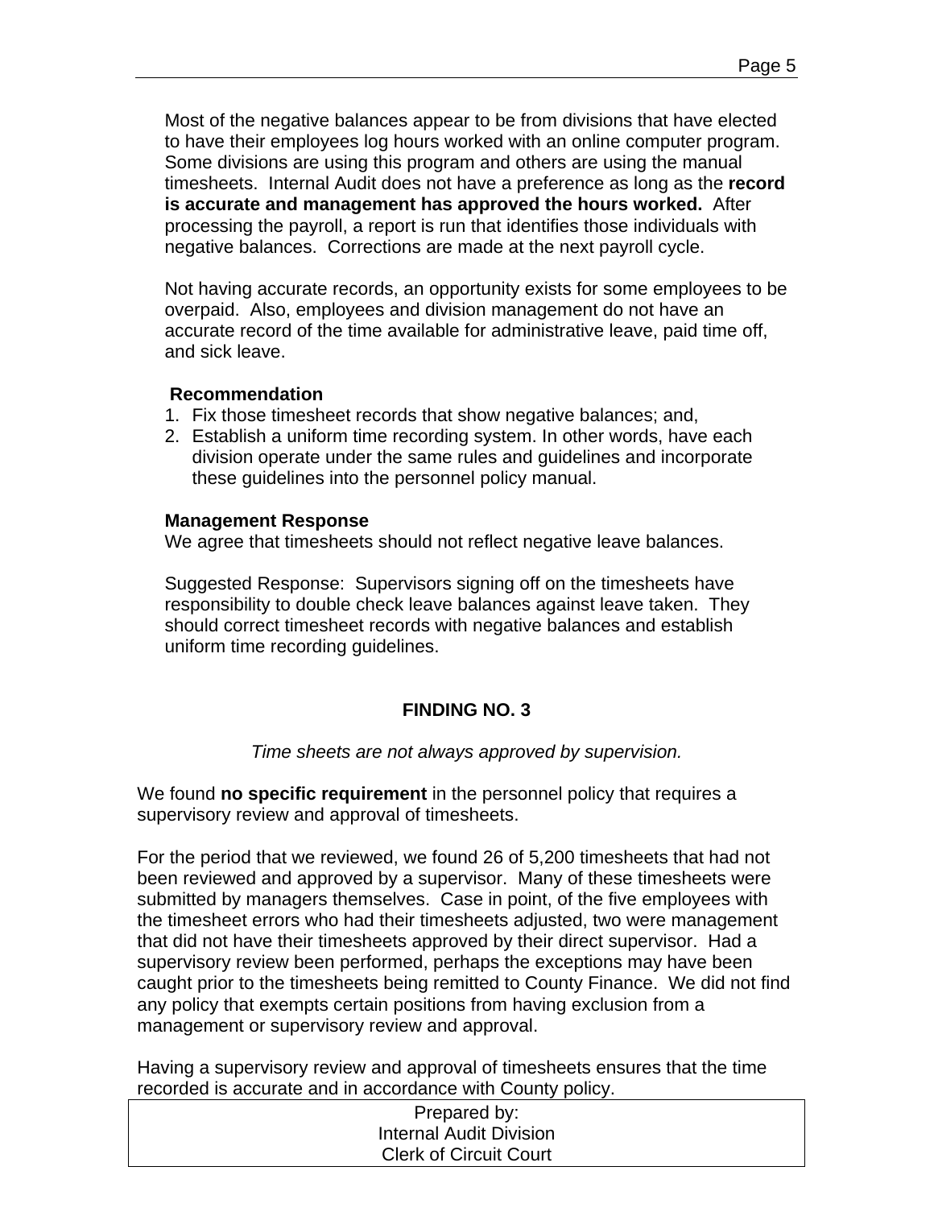Most of the negative balances appear to be from divisions that have elected to have their employees log hours worked with an online computer program. Some divisions are using this program and others are using the manual timesheets. Internal Audit does not have a preference as long as the **record is accurate and management has approved the hours worked.** After processing the payroll, a report is run that identifies those individuals with negative balances. Corrections are made at the next payroll cycle.

Not having accurate records, an opportunity exists for some employees to be overpaid. Also, employees and division management do not have an accurate record of the time available for administrative leave, paid time off, and sick leave.

**Recommendation**

1. Fix those timesheet records that show negative balances; and,
2. Establish a uniform time recording system. In other words, have each division operate under the same rules and guidelines and incorporate these guidelines into the personnel policy manual.

**Management Response**

We agree that timesheets should not reflect negative leave balances.

Suggested Response: Supervisors signing off on the timesheets have responsibility to double check leave balances against leave taken. They should correct timesheet records with negative balances and establish uniform time recording guidelines.

## FINDING NO. 3

*Time sheets are not always approved by supervision.*

We found **no specific requirement** in the personnel policy that requires a supervisory review and approval of timesheets.

For the period that we reviewed, we found 26 of 5,200 timesheets that had not been reviewed and approved by a supervisor. Many of these timesheets were submitted by managers themselves. Case in point, of the five employees with the timesheet errors who had their timesheets adjusted, two were management that did not have their timesheets approved by their direct supervisor. Had a supervisory review been performed, perhaps the exceptions may have been caught prior to the timesheets being remitted to County Finance. We did not find any policy that exempts certain positions from having exclusion from a management or supervisory review and approval.

Having a supervisory review and approval of timesheets ensures that the time recorded is accurate and in accordance with County policy.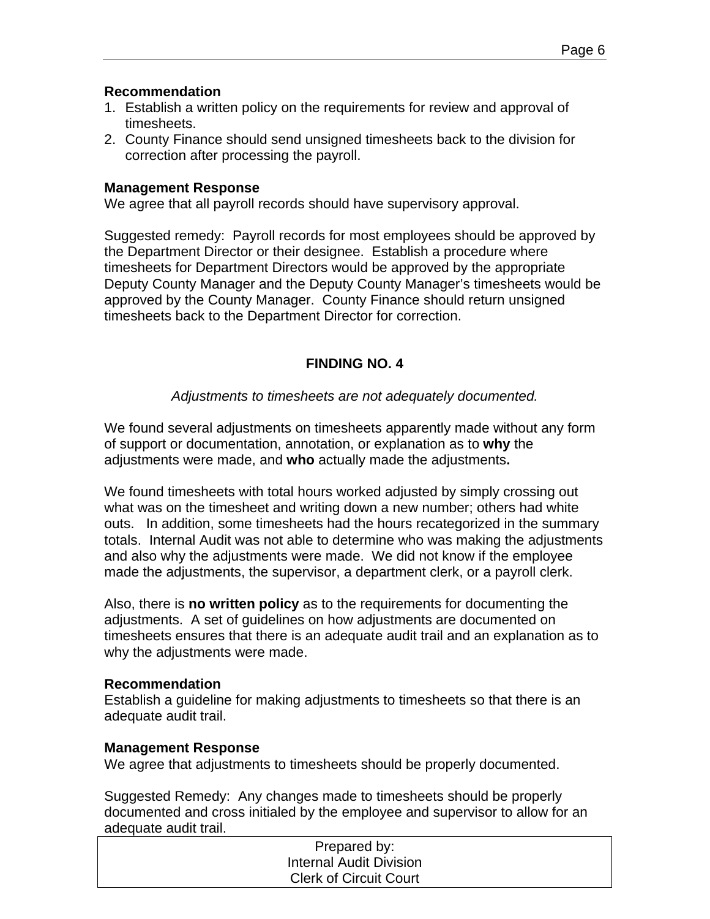**Recommendation**

1. Establish a written policy on the requirements for review and approval of timesheets.
2. County Finance should send unsigned timesheets back to the division for correction after processing the payroll.

**Management Response**

We agree that all payroll records should have supervisory approval.

Suggested remedy: Payroll records for most employees should be approved by the Department Director or their designee. Establish a procedure where timesheets for Department Directors would be approved by the appropriate Deputy County Manager and the Deputy County Manager's timesheets would be approved by the County Manager. County Finance should return unsigned timesheets back to the Department Director for correction.

## FINDING NO. 4

*Adjustments to timesheets are not adequately documented.*

We found several adjustments on timesheets apparently made without any form of support or documentation, annotation, or explanation as to **why** the adjustments were made, and **who** actually made the adjustments**.**

We found timesheets with total hours worked adjusted by simply crossing out what was on the timesheet and writing down a new number; others had white outs. In addition, some timesheets had the hours recategorized in the summary totals. Internal Audit was not able to determine who was making the adjustments and also why the adjustments were made. We did not know if the employee made the adjustments, the supervisor, a department clerk, or a payroll clerk.

Also, there is **no written policy** as to the requirements for documenting the adjustments. A set of guidelines on how adjustments are documented on timesheets ensures that there is an adequate audit trail and an explanation as to why the adjustments were made.

**Recommendation**

Establish a guideline for making adjustments to timesheets so that there is an adequate audit trail.

**Management Response**

We agree that adjustments to timesheets should be properly documented.

Suggested Remedy: Any changes made to timesheets should be properly documented and cross initialed by the employee and supervisor to allow for an adequate audit trail.